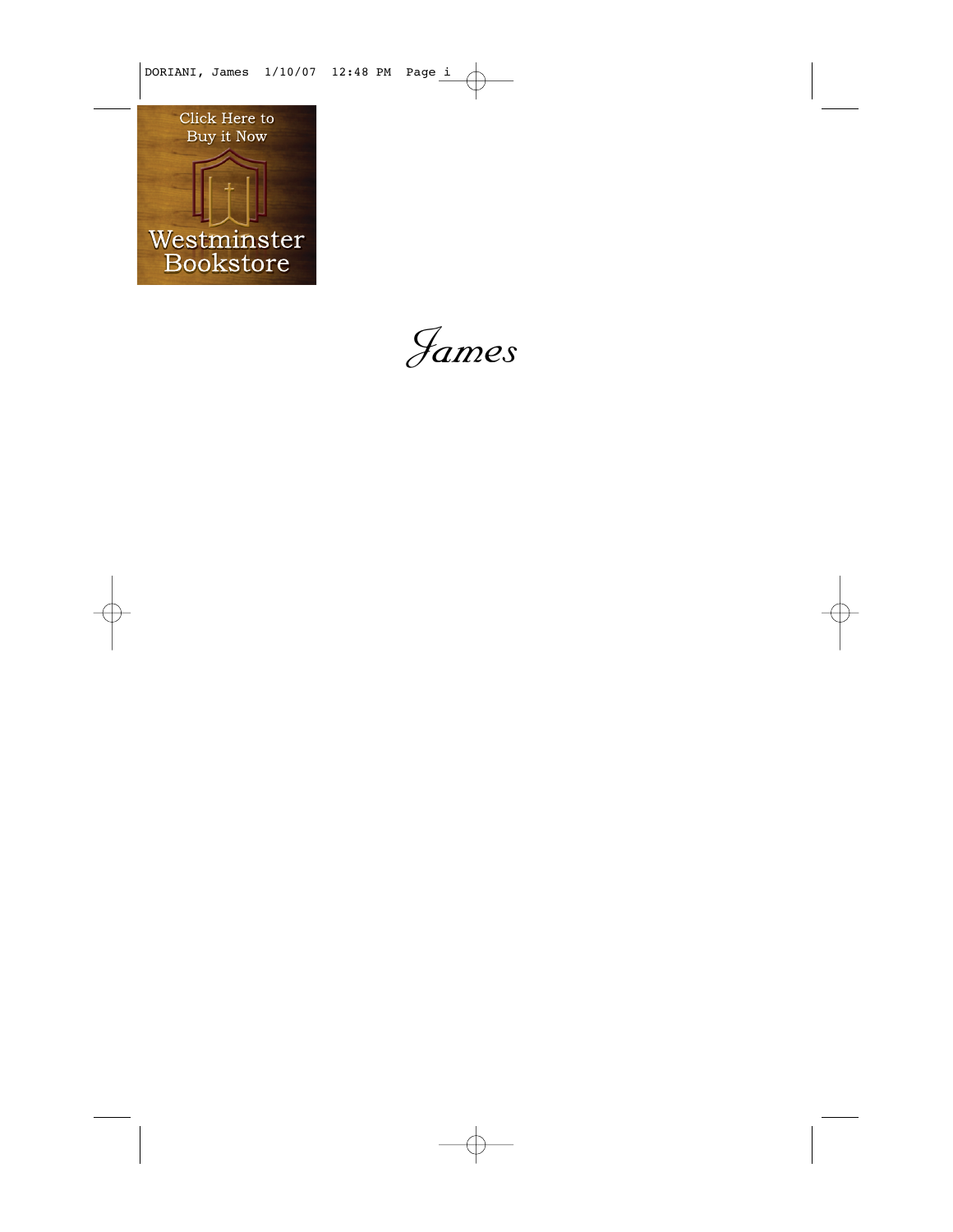Click Here to Buy it Now

Westminster Bookstore

# *James*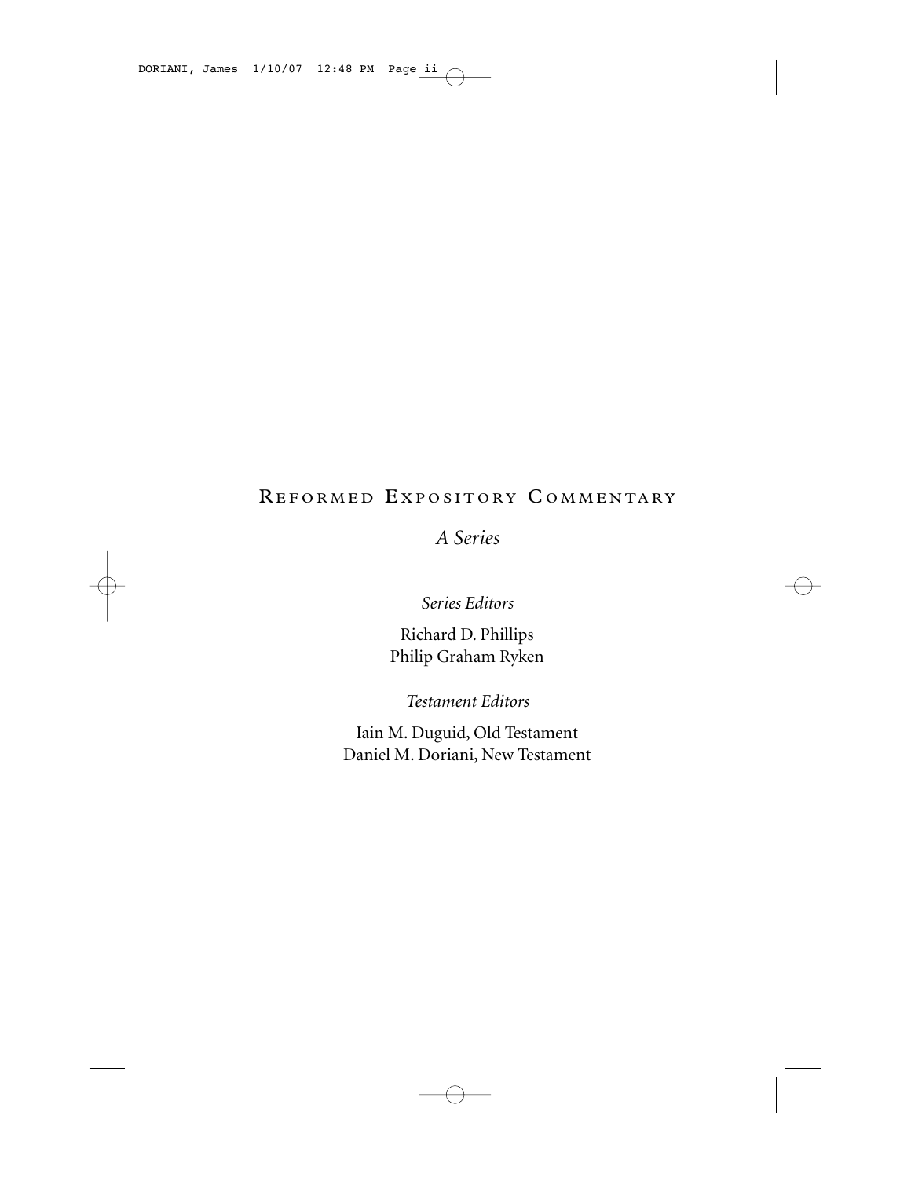# Reformed Expository Commentary

*A Series*

*Series Editors*

Richard D. Phillips
Philip Graham Ryken

*Testament Editors*

Iain M. Duguid, Old Testament
Daniel M. Doriani, New Testament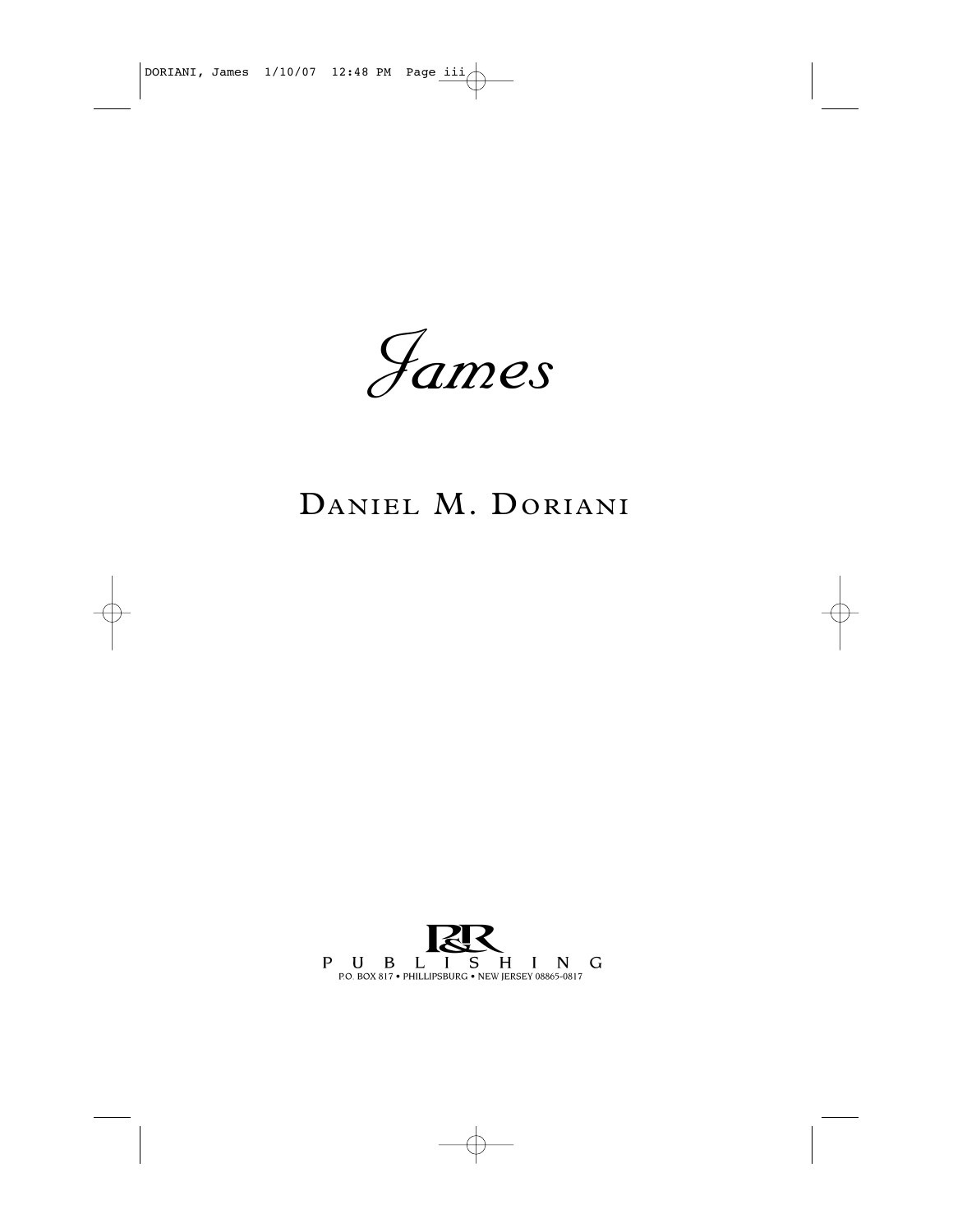# James

## Daniel M. Doriani

P&R PUBLISHING

P.O. BOX 817 • PHILLIPSBURG • NEW JERSEY 08865-0817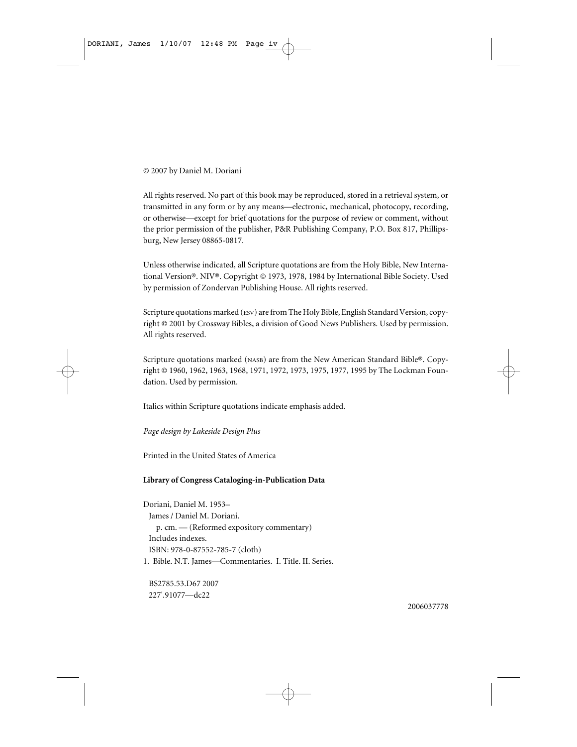© 2007 by Daniel M. Doriani

All rights reserved. No part of this book may be reproduced, stored in a retrieval system, or transmitted in any form or by any means—electronic, mechanical, photocopy, recording, or otherwise—except for brief quotations for the purpose of review or comment, without the prior permission of the publisher, P&R Publishing Company, P.O. Box 817, Phillipsburg, New Jersey 08865-0817.

Unless otherwise indicated, all Scripture quotations are from the Holy Bible, New International Version®. NIV®. Copyright © 1973, 1978, 1984 by International Bible Society. Used by permission of Zondervan Publishing House. All rights reserved.

Scripture quotations marked (ESV) are from The Holy Bible, English Standard Version, copyright © 2001 by Crossway Bibles, a division of Good News Publishers. Used by permission. All rights reserved.

Scripture quotations marked (NASB) are from the New American Standard Bible®. Copyright © 1960, 1962, 1963, 1968, 1971, 1972, 1973, 1975, 1977, 1995 by The Lockman Foundation. Used by permission.

Italics within Scripture quotations indicate emphasis added.

*Page design by Lakeside Design Plus*

Printed in the United States of America

**Library of Congress Cataloging-in-Publication Data**

Doriani, Daniel M. 1953–
James / Daniel M. Doriani.
p. cm. — (Reformed expository commentary)
Includes indexes.
ISBN: 978-0-87552-785-7 (cloth)
1. Bible. N.T. James—Commentaries. I. Title. II. Series.

BS2785.53.D67 2007
227'.91077—dc22

2006037778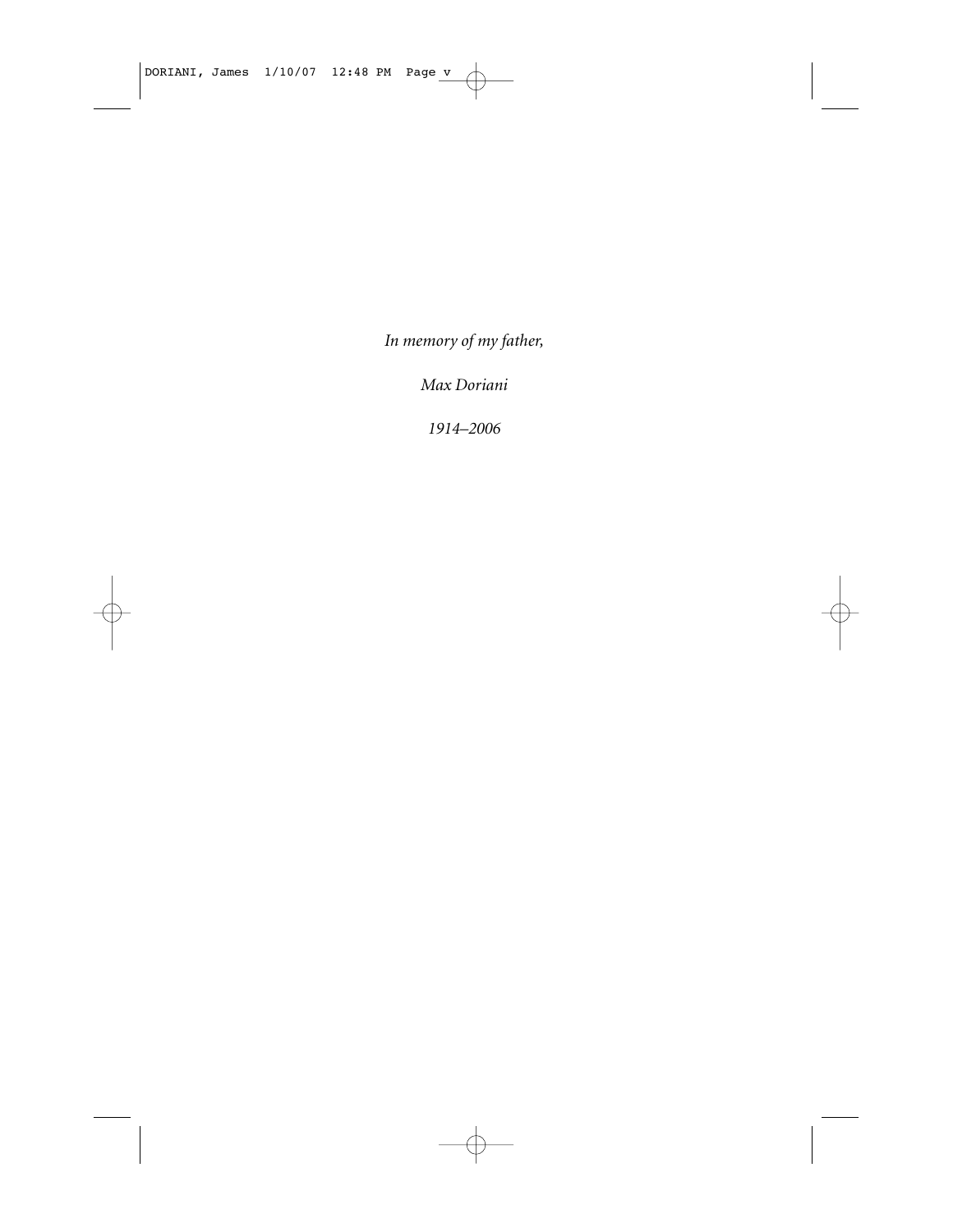*In memory of my father,*

*Max Doriani*

*1914–2006*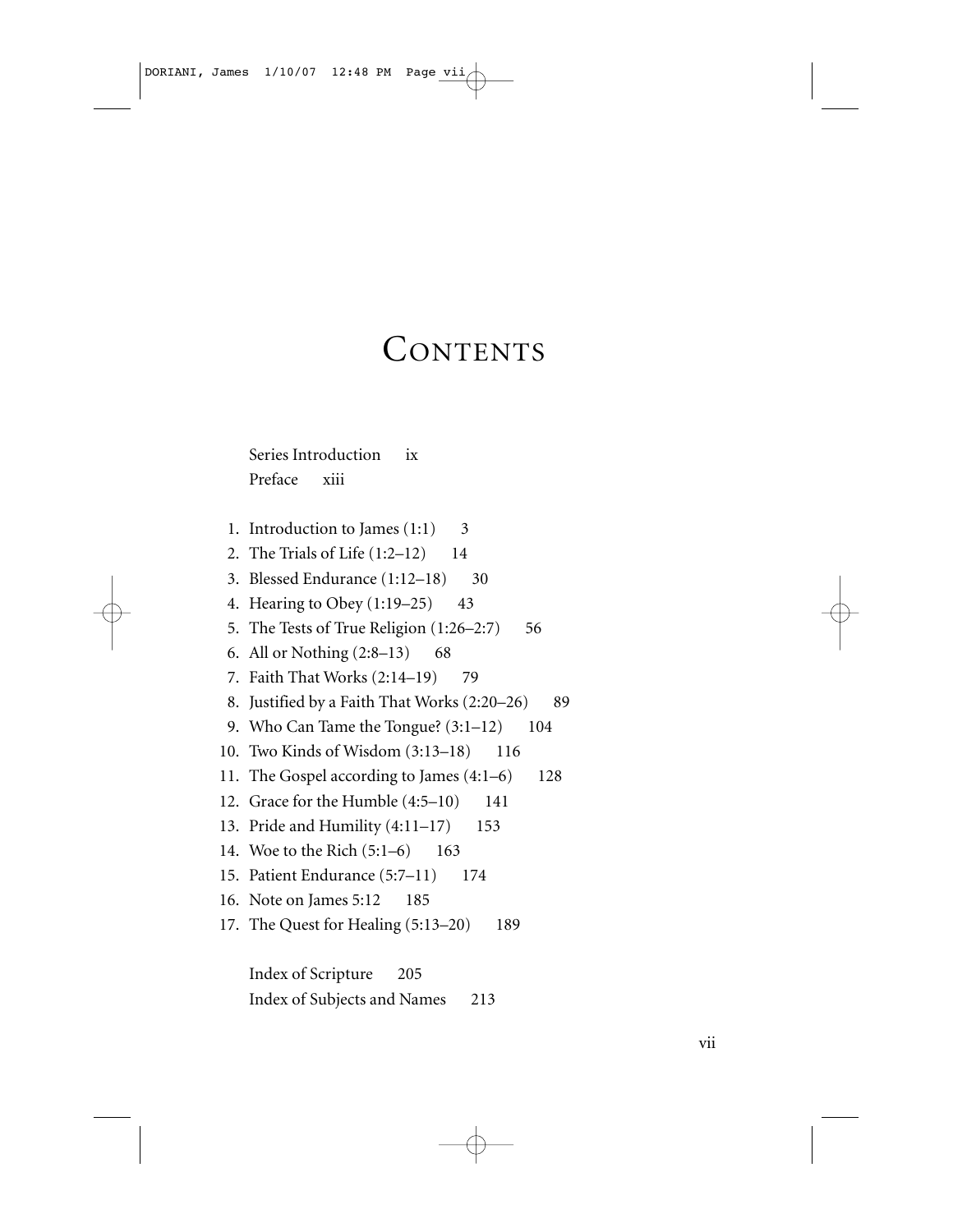# Contents

Series Introduction ix

Preface xiii

1. Introduction to James (1:1) 3
2. The Trials of Life (1:2–12) 14
3. Blessed Endurance (1:12–18) 30
4. Hearing to Obey (1:19–25) 43
5. The Tests of True Religion (1:26–2:7) 56
6. All or Nothing (2:8–13) 68
7. Faith That Works (2:14–19) 79
8. Justified by a Faith That Works (2:20–26) 89
9. Who Can Tame the Tongue? (3:1–12) 104
10. Two Kinds of Wisdom (3:13–18) 116
11. The Gospel according to James (4:1–6) 128
12. Grace for the Humble (4:5–10) 141
13. Pride and Humility (4:11–17) 153
14. Woe to the Rich (5:1–6) 163
15. Patient Endurance (5:7–11) 174
16. Note on James 5:12 185
17. The Quest for Healing (5:13–20) 189

Index of Scripture 205

Index of Subjects and Names 213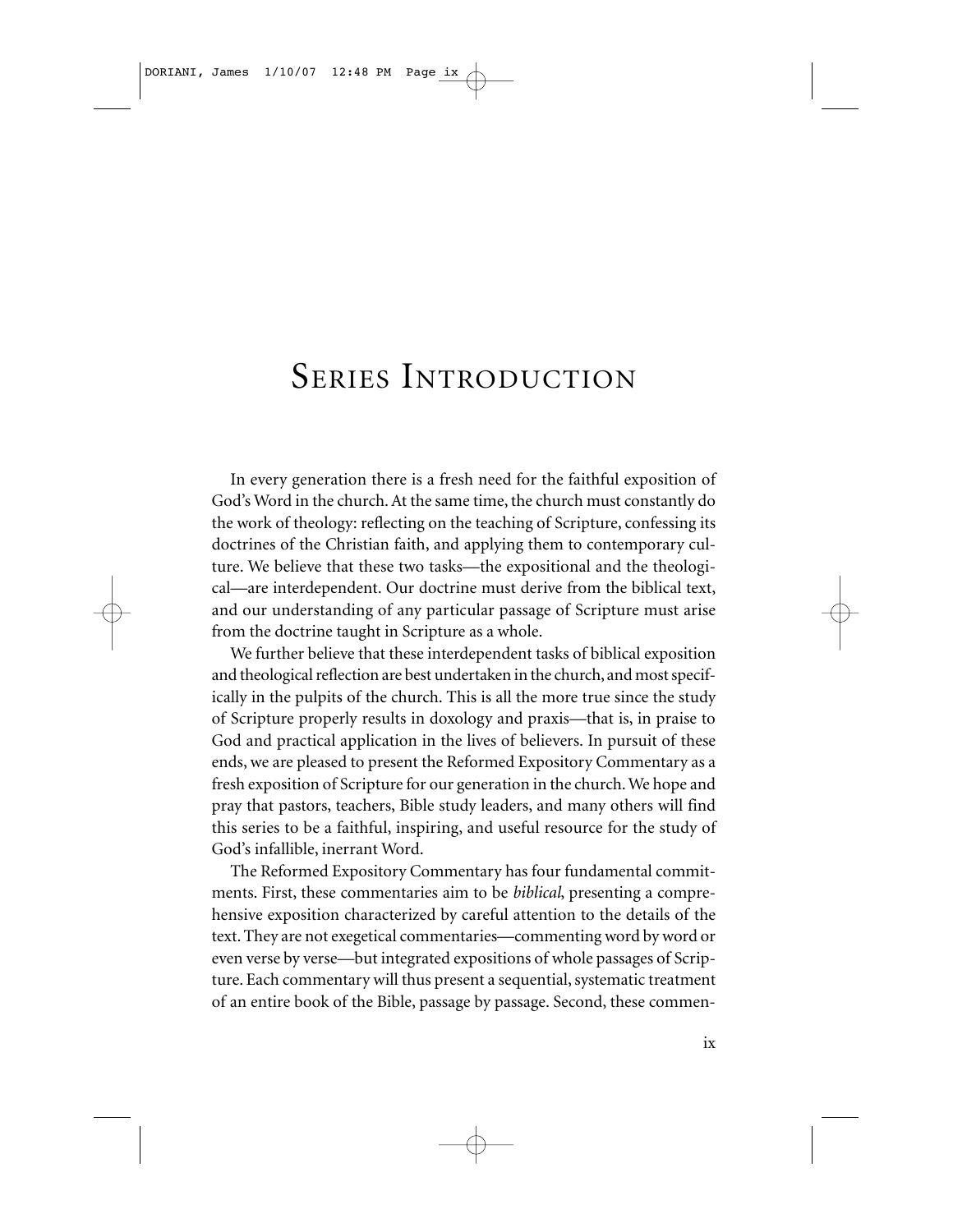# Series Introduction

In every generation there is a fresh need for the faithful exposition of God's Word in the church. At the same time, the church must constantly do the work of theology: reflecting on the teaching of Scripture, confessing its doctrines of the Christian faith, and applying them to contemporary culture. We believe that these two tasks—the expositional and the theological—are interdependent. Our doctrine must derive from the biblical text, and our understanding of any particular passage of Scripture must arise from the doctrine taught in Scripture as a whole.

We further believe that these interdependent tasks of biblical exposition and theological reflection are best undertaken in the church, and most specifically in the pulpits of the church. This is all the more true since the study of Scripture properly results in doxology and praxis—that is, in praise to God and practical application in the lives of believers. In pursuit of these ends, we are pleased to present the Reformed Expository Commentary as a fresh exposition of Scripture for our generation in the church. We hope and pray that pastors, teachers, Bible study leaders, and many others will find this series to be a faithful, inspiring, and useful resource for the study of God's infallible, inerrant Word.

The Reformed Expository Commentary has four fundamental commitments. First, these commentaries aim to be *biblical*, presenting a comprehensive exposition characterized by careful attention to the details of the text. They are not exegetical commentaries—commenting word by word or even verse by verse—but integrated expositions of whole passages of Scripture. Each commentary will thus present a sequential, systematic treatment of an entire book of the Bible, passage by passage. Second, these commen-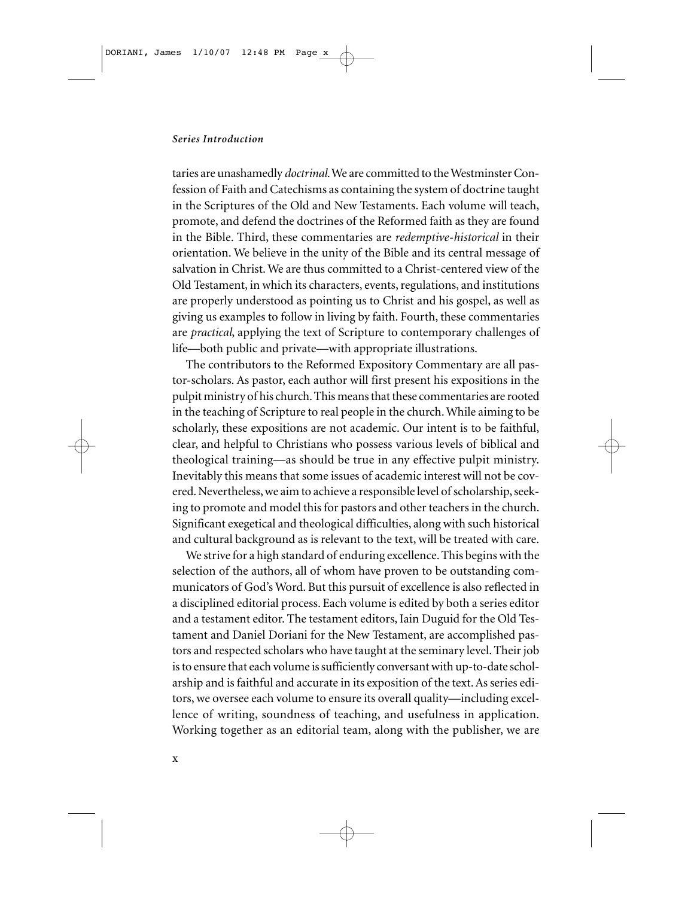taries are unashamedly *doctrinal*. We are committed to the Westminster Confession of Faith and Catechisms as containing the system of doctrine taught in the Scriptures of the Old and New Testaments. Each volume will teach, promote, and defend the doctrines of the Reformed faith as they are found in the Bible. Third, these commentaries are *redemptive-historical* in their orientation. We believe in the unity of the Bible and its central message of salvation in Christ. We are thus committed to a Christ-centered view of the Old Testament, in which its characters, events, regulations, and institutions are properly understood as pointing us to Christ and his gospel, as well as giving us examples to follow in living by faith. Fourth, these commentaries are *practical*, applying the text of Scripture to contemporary challenges of life—both public and private—with appropriate illustrations.

The contributors to the Reformed Expository Commentary are all pastor-scholars. As pastor, each author will first present his expositions in the pulpit ministry of his church. This means that these commentaries are rooted in the teaching of Scripture to real people in the church. While aiming to be scholarly, these expositions are not academic. Our intent is to be faithful, clear, and helpful to Christians who possess various levels of biblical and theological training—as should be true in any effective pulpit ministry. Inevitably this means that some issues of academic interest will not be covered. Nevertheless, we aim to achieve a responsible level of scholarship, seeking to promote and model this for pastors and other teachers in the church. Significant exegetical and theological difficulties, along with such historical and cultural background as is relevant to the text, will be treated with care.

We strive for a high standard of enduring excellence. This begins with the selection of the authors, all of whom have proven to be outstanding communicators of God's Word. But this pursuit of excellence is also reflected in a disciplined editorial process. Each volume is edited by both a series editor and a testament editor. The testament editors, Iain Duguid for the Old Testament and Daniel Doriani for the New Testament, are accomplished pastors and respected scholars who have taught at the seminary level. Their job is to ensure that each volume is sufficiently conversant with up-to-date scholarship and is faithful and accurate in its exposition of the text. As series editors, we oversee each volume to ensure its overall quality—including excellence of writing, soundness of teaching, and usefulness in application. Working together as an editorial team, along with the publisher, we are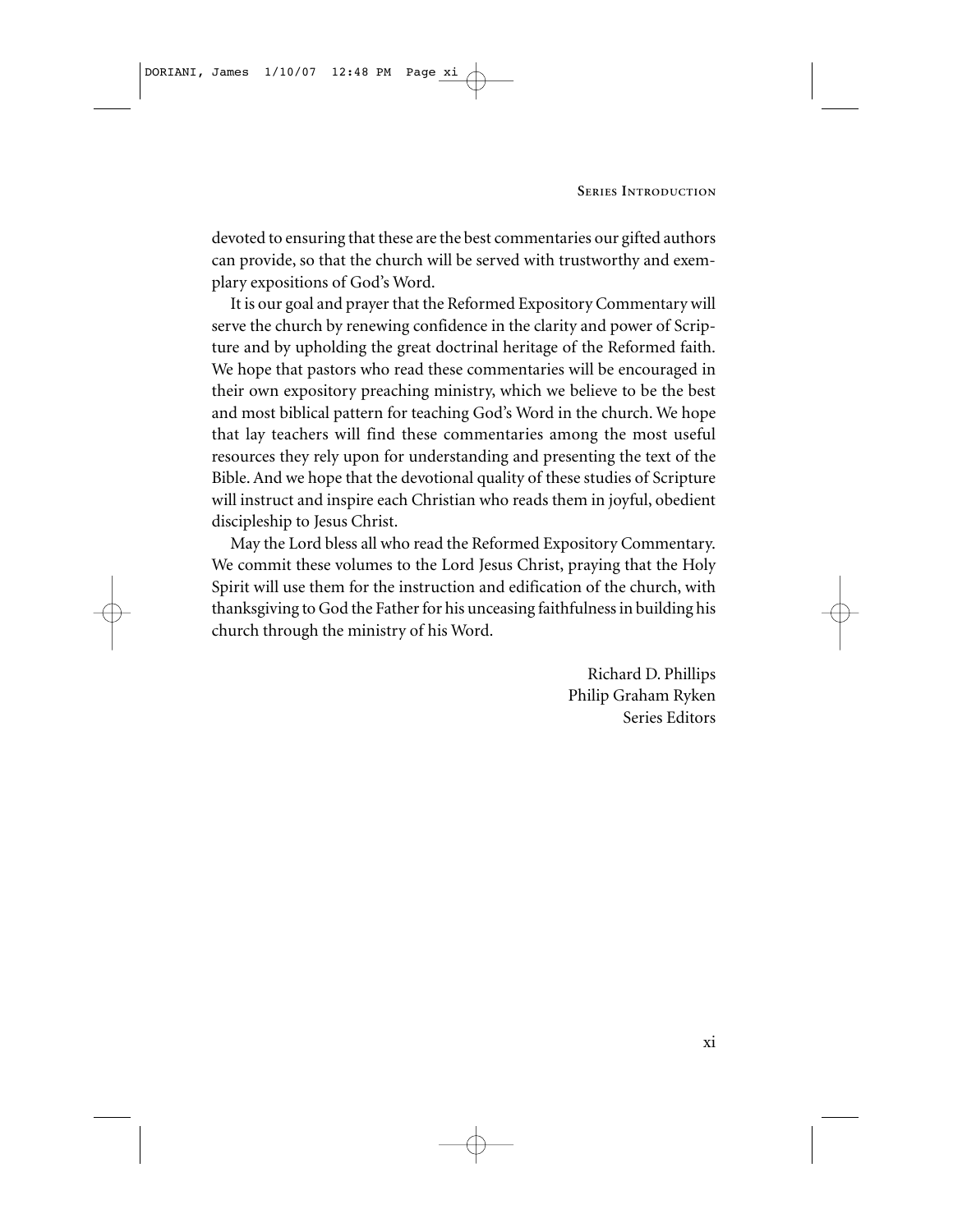devoted to ensuring that these are the best commentaries our gifted authors can provide, so that the church will be served with trustworthy and exemplary expositions of God's Word.

It is our goal and prayer that the Reformed Expository Commentary will serve the church by renewing confidence in the clarity and power of Scripture and by upholding the great doctrinal heritage of the Reformed faith. We hope that pastors who read these commentaries will be encouraged in their own expository preaching ministry, which we believe to be the best and most biblical pattern for teaching God's Word in the church. We hope that lay teachers will find these commentaries among the most useful resources they rely upon for understanding and presenting the text of the Bible. And we hope that the devotional quality of these studies of Scripture will instruct and inspire each Christian who reads them in joyful, obedient discipleship to Jesus Christ.

May the Lord bless all who read the Reformed Expository Commentary. We commit these volumes to the Lord Jesus Christ, praying that the Holy Spirit will use them for the instruction and edification of the church, with thanksgiving to God the Father for his unceasing faithfulness in building his church through the ministry of his Word.

Richard D. Phillips
Philip Graham Ryken
Series Editors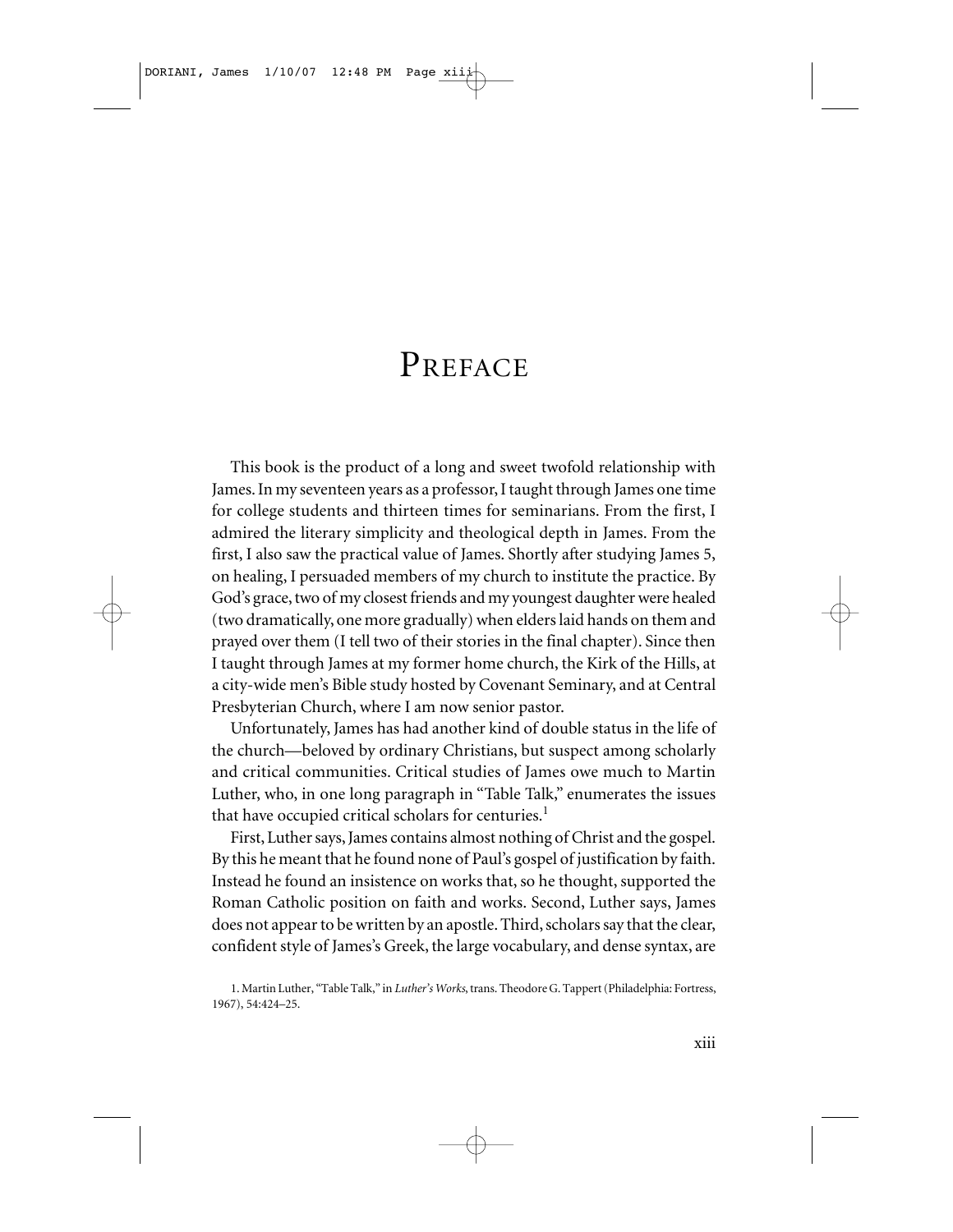# Preface

This book is the product of a long and sweet twofold relationship with James. In my seventeen years as a professor, I taught through James one time for college students and thirteen times for seminarians. From the first, I admired the literary simplicity and theological depth in James. From the first, I also saw the practical value of James. Shortly after studying James 5, on healing, I persuaded members of my church to institute the practice. By God's grace, two of my closest friends and my youngest daughter were healed (two dramatically, one more gradually) when elders laid hands on them and prayed over them (I tell two of their stories in the final chapter). Since then I taught through James at my former home church, the Kirk of the Hills, at a city-wide men's Bible study hosted by Covenant Seminary, and at Central Presbyterian Church, where I am now senior pastor.

Unfortunately, James has had another kind of double status in the life of the church—beloved by ordinary Christians, but suspect among scholarly and critical communities. Critical studies of James owe much to Martin Luther, who, in one long paragraph in "Table Talk," enumerates the issues that have occupied critical scholars for centuries.[1]

First, Luther says, James contains almost nothing of Christ and the gospel. By this he meant that he found none of Paul's gospel of justification by faith. Instead he found an insistence on works that, so he thought, supported the Roman Catholic position on faith and works. Second, Luther says, James does not appear to be written by an apostle. Third, scholars say that the clear, confident style of James's Greek, the large vocabulary, and dense syntax, are

1. Martin Luther, "Table Talk," in *Luther's Works*, trans. Theodore G. Tappert (Philadelphia: Fortress, 1967), 54:424–25.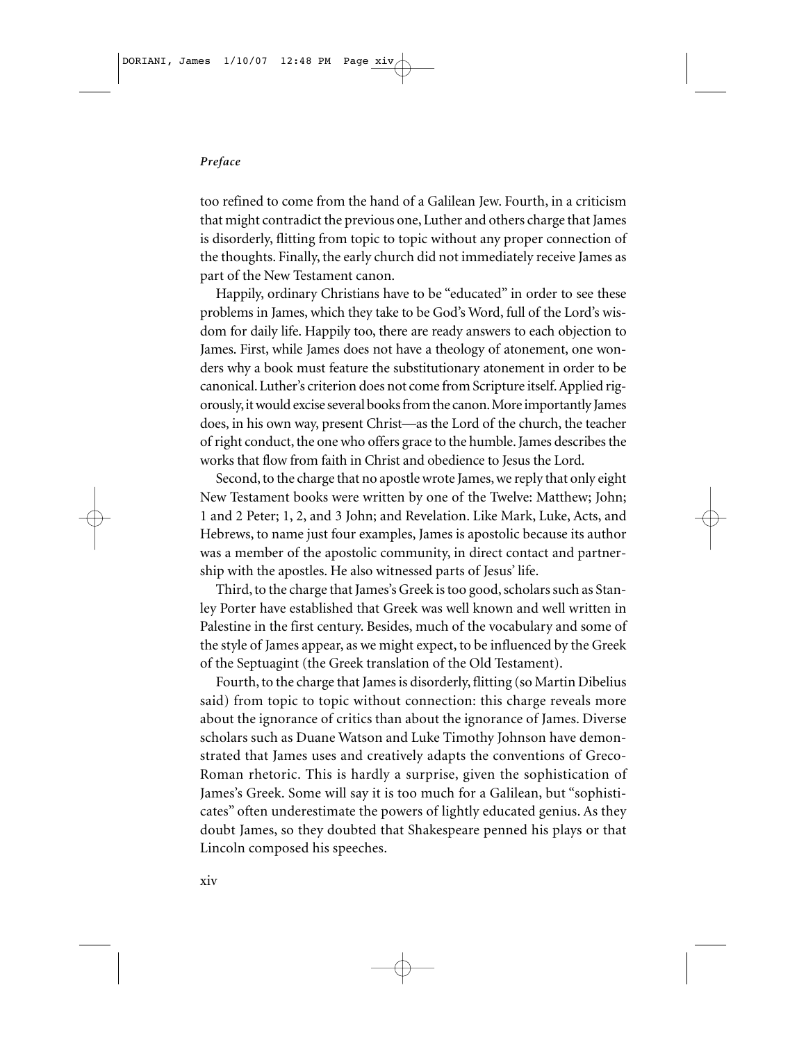too refined to come from the hand of a Galilean Jew. Fourth, in a criticism that might contradict the previous one, Luther and others charge that James is disorderly, flitting from topic to topic without any proper connection of the thoughts. Finally, the early church did not immediately receive James as part of the New Testament canon.

Happily, ordinary Christians have to be "educated" in order to see these problems in James, which they take to be God's Word, full of the Lord's wisdom for daily life. Happily too, there are ready answers to each objection to James. First, while James does not have a theology of atonement, one wonders why a book must feature the substitutionary atonement in order to be canonical. Luther's criterion does not come from Scripture itself. Applied rigorously, it would excise several books from the canon. More importantly James does, in his own way, present Christ—as the Lord of the church, the teacher of right conduct, the one who offers grace to the humble. James describes the works that flow from faith in Christ and obedience to Jesus the Lord.

Second, to the charge that no apostle wrote James, we reply that only eight New Testament books were written by one of the Twelve: Matthew; John; 1 and 2 Peter; 1, 2, and 3 John; and Revelation. Like Mark, Luke, Acts, and Hebrews, to name just four examples, James is apostolic because its author was a member of the apostolic community, in direct contact and partnership with the apostles. He also witnessed parts of Jesus' life.

Third, to the charge that James's Greek is too good, scholars such as Stanley Porter have established that Greek was well known and well written in Palestine in the first century. Besides, much of the vocabulary and some of the style of James appear, as we might expect, to be influenced by the Greek of the Septuagint (the Greek translation of the Old Testament).

Fourth, to the charge that James is disorderly, flitting (so Martin Dibelius said) from topic to topic without connection: this charge reveals more about the ignorance of critics than about the ignorance of James. Diverse scholars such as Duane Watson and Luke Timothy Johnson have demonstrated that James uses and creatively adapts the conventions of Greco-Roman rhetoric. This is hardly a surprise, given the sophistication of James's Greek. Some will say it is too much for a Galilean, but "sophisticates" often underestimate the powers of lightly educated genius. As they doubt James, so they doubted that Shakespeare penned his plays or that Lincoln composed his speeches.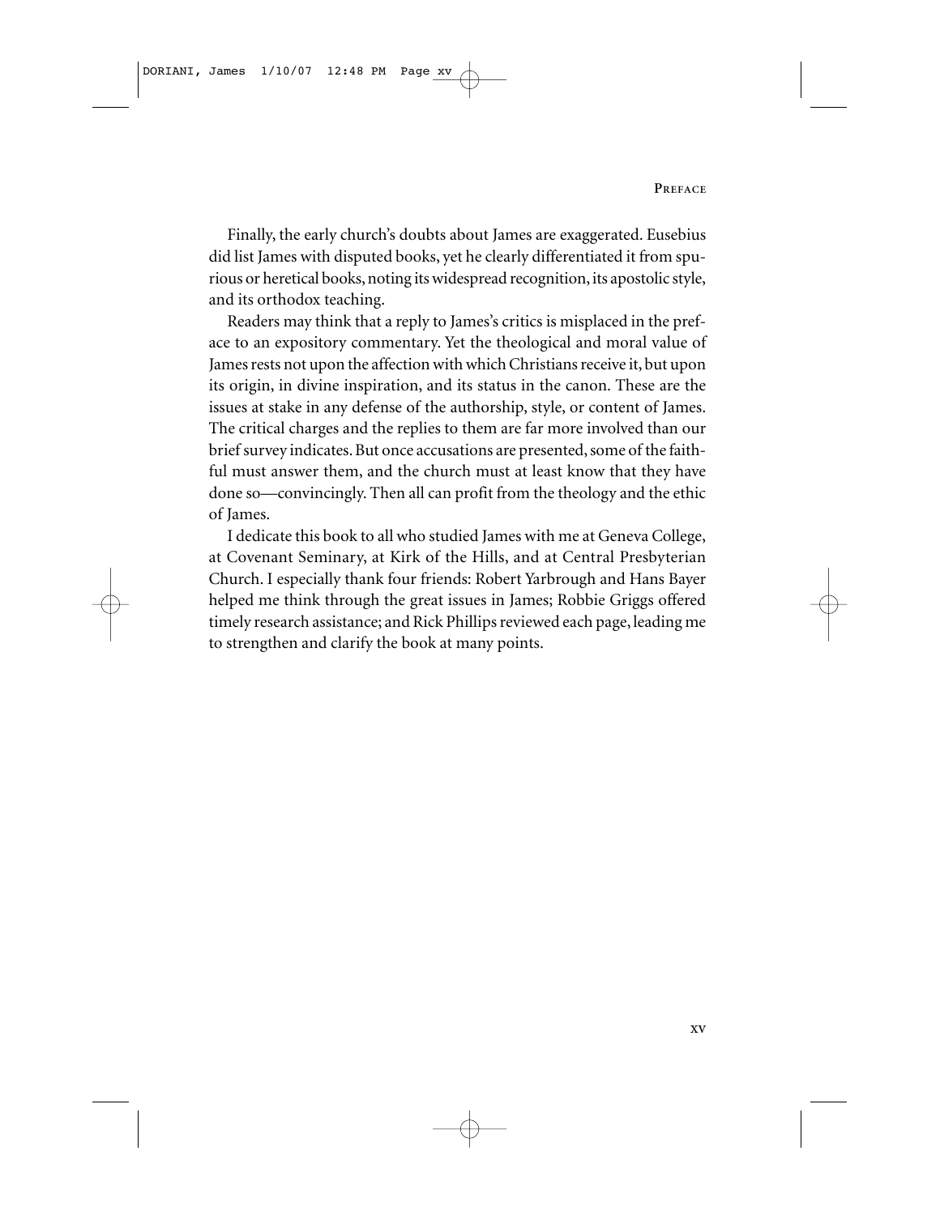Finally, the early church's doubts about James are exaggerated. Eusebius did list James with disputed books, yet he clearly differentiated it from spurious or heretical books, noting its widespread recognition, its apostolic style, and its orthodox teaching.

Readers may think that a reply to James's critics is misplaced in the preface to an expository commentary. Yet the theological and moral value of James rests not upon the affection with which Christians receive it, but upon its origin, in divine inspiration, and its status in the canon. These are the issues at stake in any defense of the authorship, style, or content of James. The critical charges and the replies to them are far more involved than our brief survey indicates. But once accusations are presented, some of the faithful must answer them, and the church must at least know that they have done so—convincingly. Then all can profit from the theology and the ethic of James.

I dedicate this book to all who studied James with me at Geneva College, at Covenant Seminary, at Kirk of the Hills, and at Central Presbyterian Church. I especially thank four friends: Robert Yarbrough and Hans Bayer helped me think through the great issues in James; Robbie Griggs offered timely research assistance; and Rick Phillips reviewed each page, leading me to strengthen and clarify the book at many points.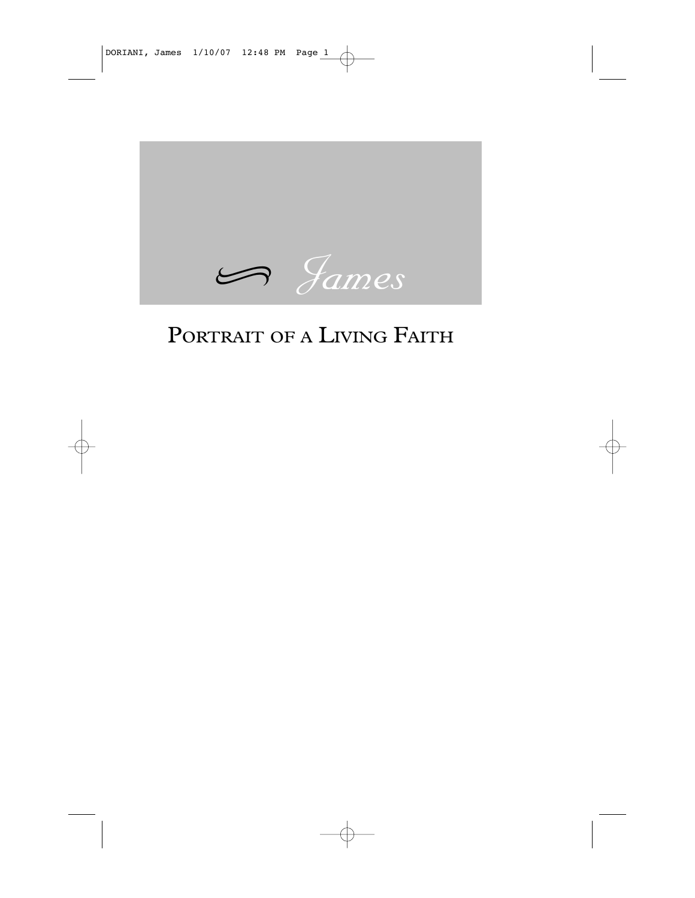# James

## Portrait of a Living Faith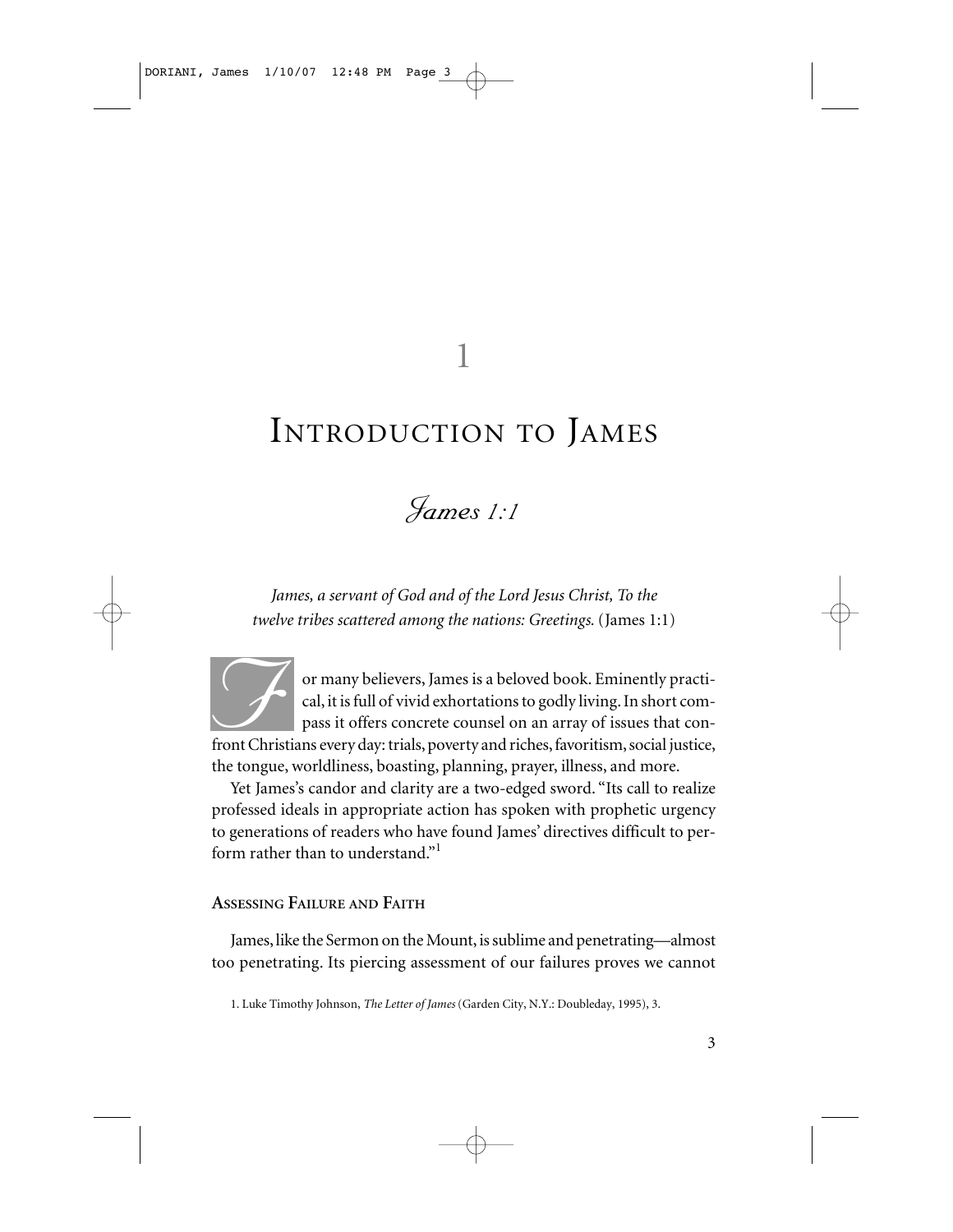# 1

# Introduction to James

## *James 1:1*

*James, a servant of God and of the Lord Jesus Christ, To the twelve tribes scattered among the nations: Greetings.* (James 1:1)

For many believers, James is a beloved book. Eminently practical, it is full of vivid exhortations to godly living. In short compass it offers concrete counsel on an array of issues that confront Christians every day: trials, poverty and riches, favoritism, social justice, the tongue, worldliness, boasting, planning, prayer, illness, and more.

Yet James's candor and clarity are a two-edged sword. "Its call to realize professed ideals in appropriate action has spoken with prophetic urgency to generations of readers who have found James' directives difficult to perform rather than to understand."[1]

### Assessing Failure and Faith

James, like the Sermon on the Mount, is sublime and penetrating—almost too penetrating. Its piercing assessment of our failures proves we cannot

1. Luke Timothy Johnson, *The Letter of James* (Garden City, N.Y.: Doubleday, 1995), 3.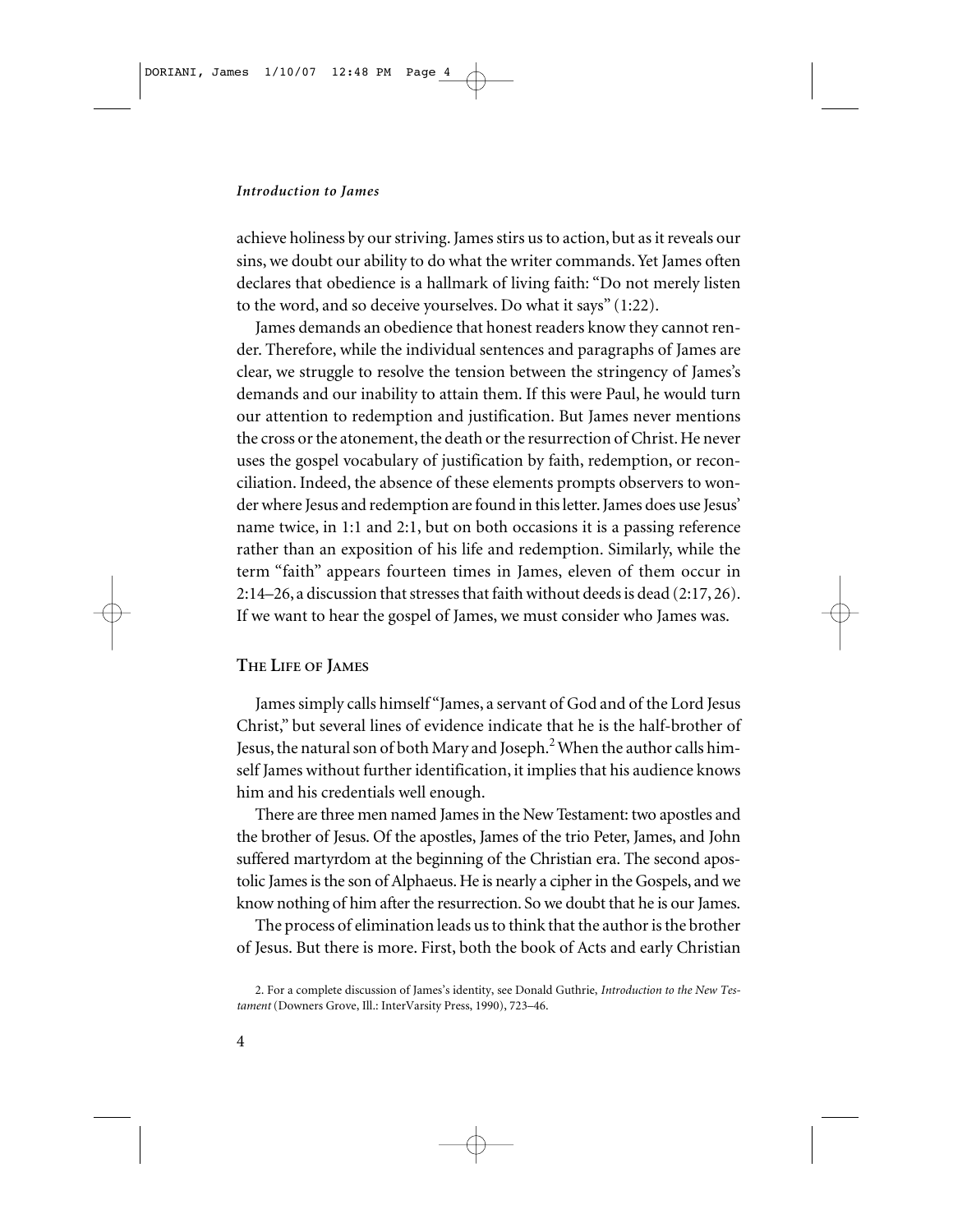achieve holiness by our striving. James stirs us to action, but as it reveals our sins, we doubt our ability to do what the writer commands. Yet James often declares that obedience is a hallmark of living faith: "Do not merely listen to the word, and so deceive yourselves. Do what it says" (1:22).

James demands an obedience that honest readers know they cannot render. Therefore, while the individual sentences and paragraphs of James are clear, we struggle to resolve the tension between the stringency of James's demands and our inability to attain them. If this were Paul, he would turn our attention to redemption and justification. But James never mentions the cross or the atonement, the death or the resurrection of Christ. He never uses the gospel vocabulary of justification by faith, redemption, or reconciliation. Indeed, the absence of these elements prompts observers to wonder where Jesus and redemption are found in this letter. James does use Jesus' name twice, in 1:1 and 2:1, but on both occasions it is a passing reference rather than an exposition of his life and redemption. Similarly, while the term "faith" appears fourteen times in James, eleven of them occur in 2:14–26, a discussion that stresses that faith without deeds is dead (2:17, 26). If we want to hear the gospel of James, we must consider who James was.

## The Life of James

James simply calls himself "James, a servant of God and of the Lord Jesus Christ," but several lines of evidence indicate that he is the half-brother of Jesus, the natural son of both Mary and Joseph.[2] When the author calls himself James without further identification, it implies that his audience knows him and his credentials well enough.

There are three men named James in the New Testament: two apostles and the brother of Jesus. Of the apostles, James of the trio Peter, James, and John suffered martyrdom at the beginning of the Christian era. The second apostolic James is the son of Alphaeus. He is nearly a cipher in the Gospels, and we know nothing of him after the resurrection. So we doubt that he is our James.

The process of elimination leads us to think that the author is the brother of Jesus. But there is more. First, both the book of Acts and early Christian

2. For a complete discussion of James's identity, see Donald Guthrie, *Introduction to the New Testament* (Downers Grove, Ill.: InterVarsity Press, 1990), 723–46.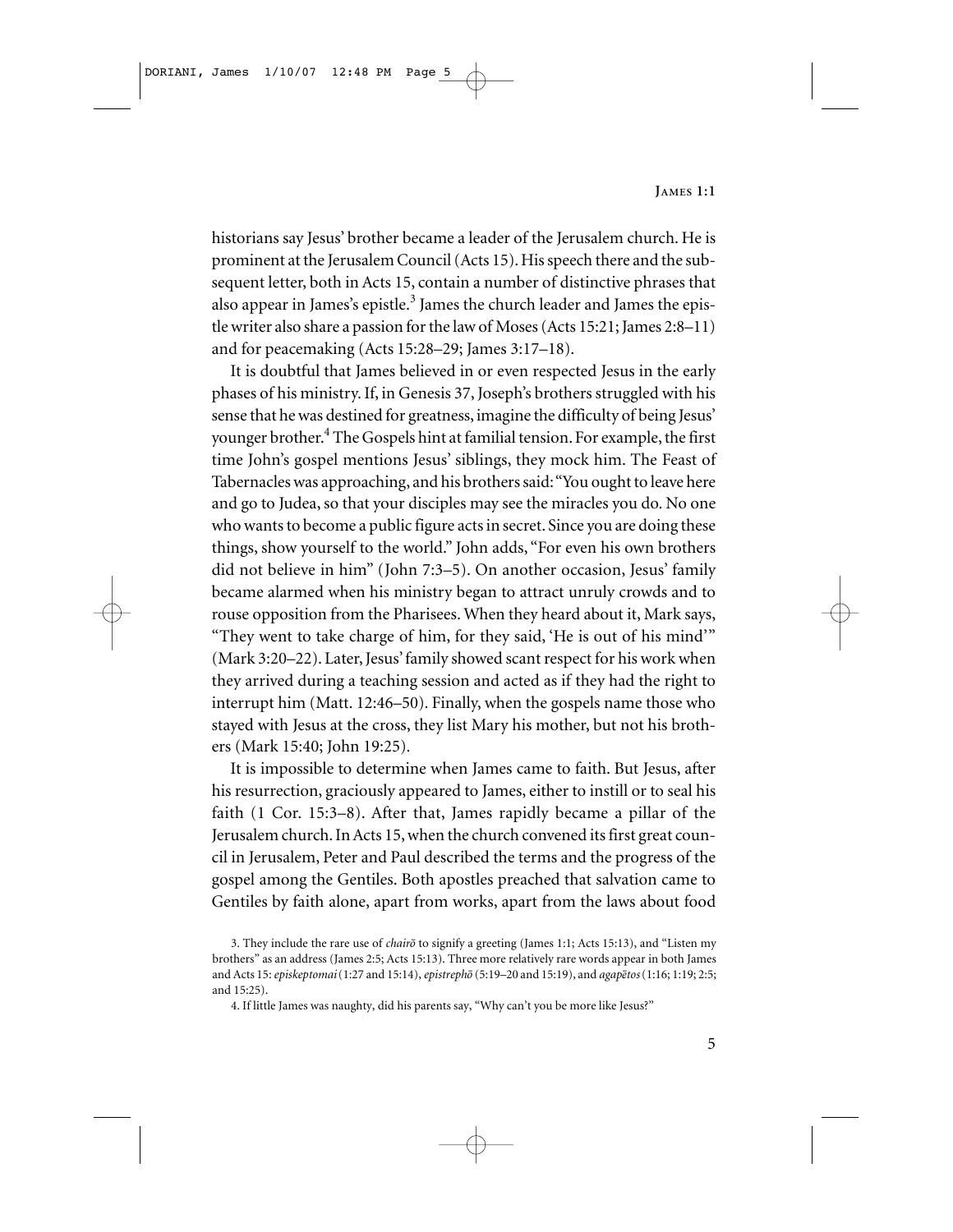historians say Jesus' brother became a leader of the Jerusalem church. He is prominent at the Jerusalem Council (Acts 15). His speech there and the subsequent letter, both in Acts 15, contain a number of distinctive phrases that also appear in James's epistle.[3] James the church leader and James the epistle writer also share a passion for the law of Moses (Acts 15:21; James 2:8–11) and for peacemaking (Acts 15:28–29; James 3:17–18).

It is doubtful that James believed in or even respected Jesus in the early phases of his ministry. If, in Genesis 37, Joseph's brothers struggled with his sense that he was destined for greatness, imagine the difficulty of being Jesus' younger brother.[4] The Gospels hint at familial tension. For example, the first time John's gospel mentions Jesus' siblings, they mock him. The Feast of Tabernacles was approaching, and his brothers said: "You ought to leave here and go to Judea, so that your disciples may see the miracles you do. No one who wants to become a public figure acts in secret. Since you are doing these things, show yourself to the world." John adds, "For even his own brothers did not believe in him" (John 7:3–5). On another occasion, Jesus' family became alarmed when his ministry began to attract unruly crowds and to rouse opposition from the Pharisees. When they heard about it, Mark says, "They went to take charge of him, for they said, 'He is out of his mind'" (Mark 3:20–22). Later, Jesus' family showed scant respect for his work when they arrived during a teaching session and acted as if they had the right to interrupt him (Matt. 12:46–50). Finally, when the gospels name those who stayed with Jesus at the cross, they list Mary his mother, but not his brothers (Mark 15:40; John 19:25).

It is impossible to determine when James came to faith. But Jesus, after his resurrection, graciously appeared to James, either to instill or to seal his faith (1 Cor. 15:3–8). After that, James rapidly became a pillar of the Jerusalem church. In Acts 15, when the church convened its first great council in Jerusalem, Peter and Paul described the terms and the progress of the gospel among the Gentiles. Both apostles preached that salvation came to Gentiles by faith alone, apart from works, apart from the laws about food

3. They include the rare use of *chairō* to signify a greeting (James 1:1; Acts 15:13), and "Listen my brothers" as an address (James 2:5; Acts 15:13). Three more relatively rare words appear in both James and Acts 15: *episkeptomai* (1:27 and 15:14), *epistrephō* (5:19–20 and 15:19), and *agapētos* (1:16; 1:19; 2:5; and 15:25).

4. If little James was naughty, did his parents say, "Why can't you be more like Jesus?"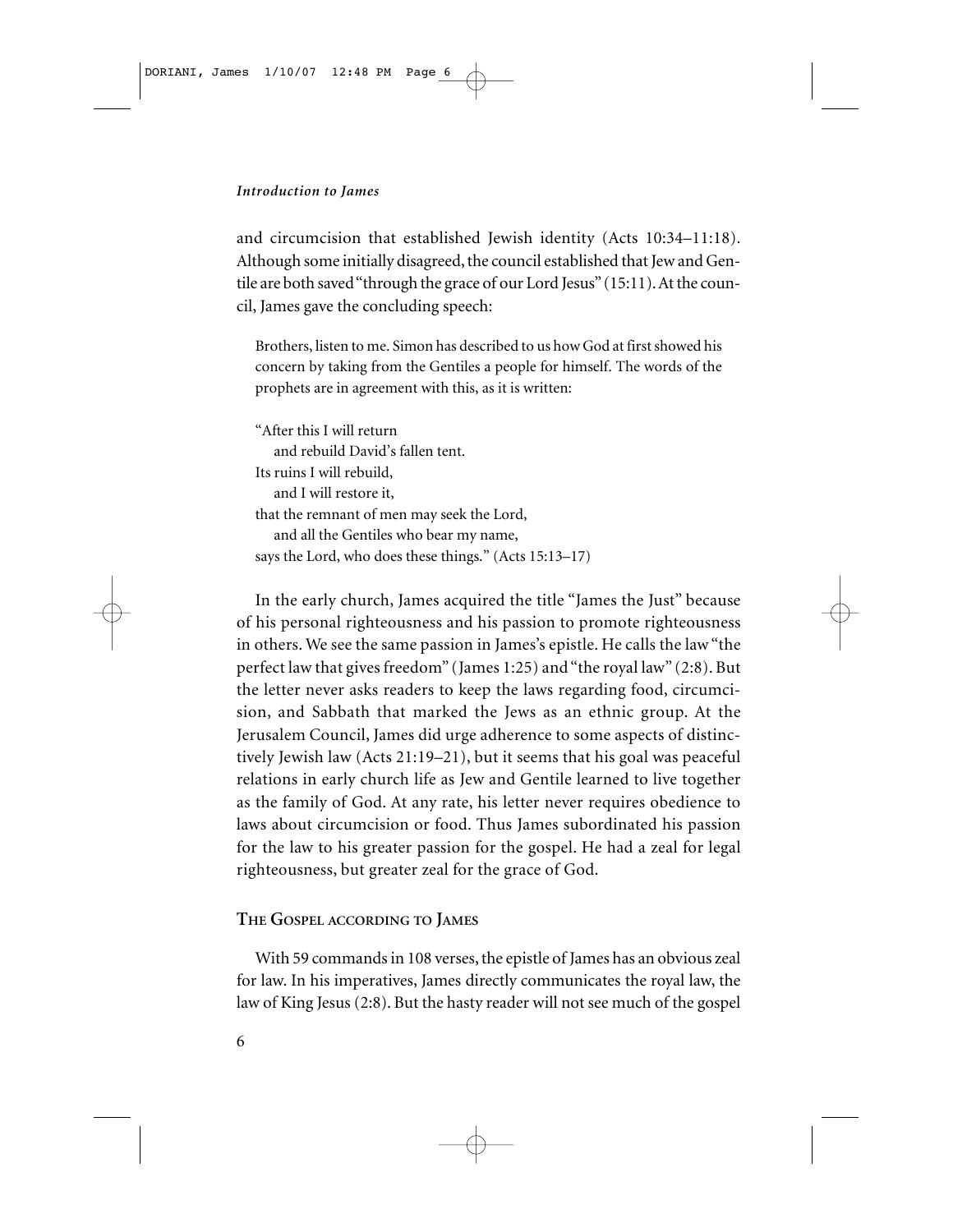and circumcision that established Jewish identity (Acts 10:34–11:18). Although some initially disagreed, the council established that Jew and Gentile are both saved "through the grace of our Lord Jesus" (15:11). At the council, James gave the concluding speech:

> Brothers, listen to me. Simon has described to us how God at first showed his concern by taking from the Gentiles a people for himself. The words of the prophets are in agreement with this, as it is written:
>
> "After this I will return
> and rebuild David's fallen tent.
> Its ruins I will rebuild,
> and I will restore it,
> that the remnant of men may seek the Lord,
> and all the Gentiles who bear my name,
> says the Lord, who does these things." (Acts 15:13–17)

In the early church, James acquired the title "James the Just" because of his personal righteousness and his passion to promote righteousness in others. We see the same passion in James's epistle. He calls the law "the perfect law that gives freedom" (James 1:25) and "the royal law" (2:8). But the letter never asks readers to keep the laws regarding food, circumcision, and Sabbath that marked the Jews as an ethnic group. At the Jerusalem Council, James did urge adherence to some aspects of distinctively Jewish law (Acts 21:19–21), but it seems that his goal was peaceful relations in early church life as Jew and Gentile learned to live together as the family of God. At any rate, his letter never requires obedience to laws about circumcision or food. Thus James subordinated his passion for the law to his greater passion for the gospel. He had a zeal for legal righteousness, but greater zeal for the grace of God.

## The Gospel according to James

With 59 commands in 108 verses, the epistle of James has an obvious zeal for law. In his imperatives, James directly communicates the royal law, the law of King Jesus (2:8). But the hasty reader will not see much of the gospel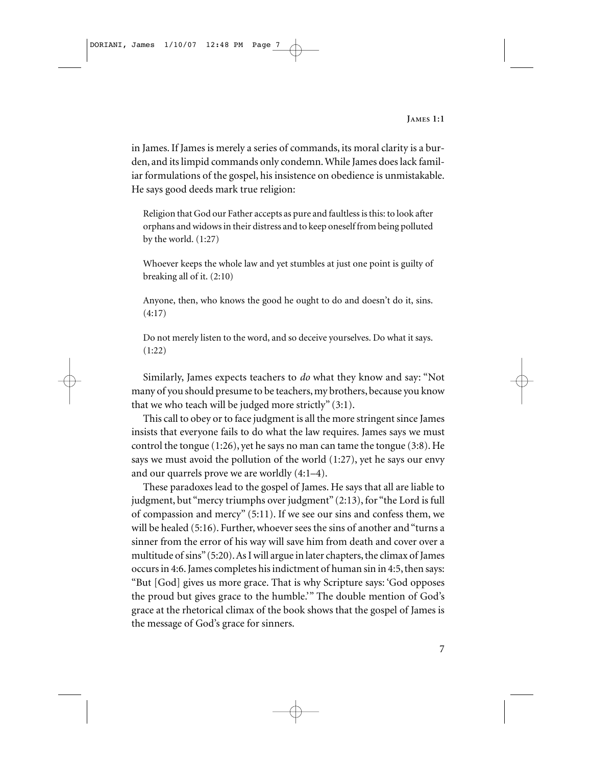in James. If James is merely a series of commands, its moral clarity is a burden, and its limpid commands only condemn. While James does lack familiar formulations of the gospel, his insistence on obedience is unmistakable. He says good deeds mark true religion:

> Religion that God our Father accepts as pure and faultless is this: to look after orphans and widows in their distress and to keep oneself from being polluted by the world. (1:27)
>
> Whoever keeps the whole law and yet stumbles at just one point is guilty of breaking all of it. (2:10)
>
> Anyone, then, who knows the good he ought to do and doesn't do it, sins. (4:17)
>
> Do not merely listen to the word, and so deceive yourselves. Do what it says. (1:22)

Similarly, James expects teachers to *do* what they know and say: "Not many of you should presume to be teachers, my brothers, because you know that we who teach will be judged more strictly" (3:1).

This call to obey or to face judgment is all the more stringent since James insists that everyone fails to do what the law requires. James says we must control the tongue (1:26), yet he says no man can tame the tongue (3:8). He says we must avoid the pollution of the world (1:27), yet he says our envy and our quarrels prove we are worldly (4:1–4).

These paradoxes lead to the gospel of James. He says that all are liable to judgment, but "mercy triumphs over judgment" (2:13), for "the Lord is full of compassion and mercy" (5:11). If we see our sins and confess them, we will be healed (5:16). Further, whoever sees the sins of another and "turns a sinner from the error of his way will save him from death and cover over a multitude of sins" (5:20). As I will argue in later chapters, the climax of James occurs in 4:6. James completes his indictment of human sin in 4:5, then says: "But [God] gives us more grace. That is why Scripture says: 'God opposes the proud but gives grace to the humble.'" The double mention of God's grace at the rhetorical climax of the book shows that the gospel of James is the message of God's grace for sinners.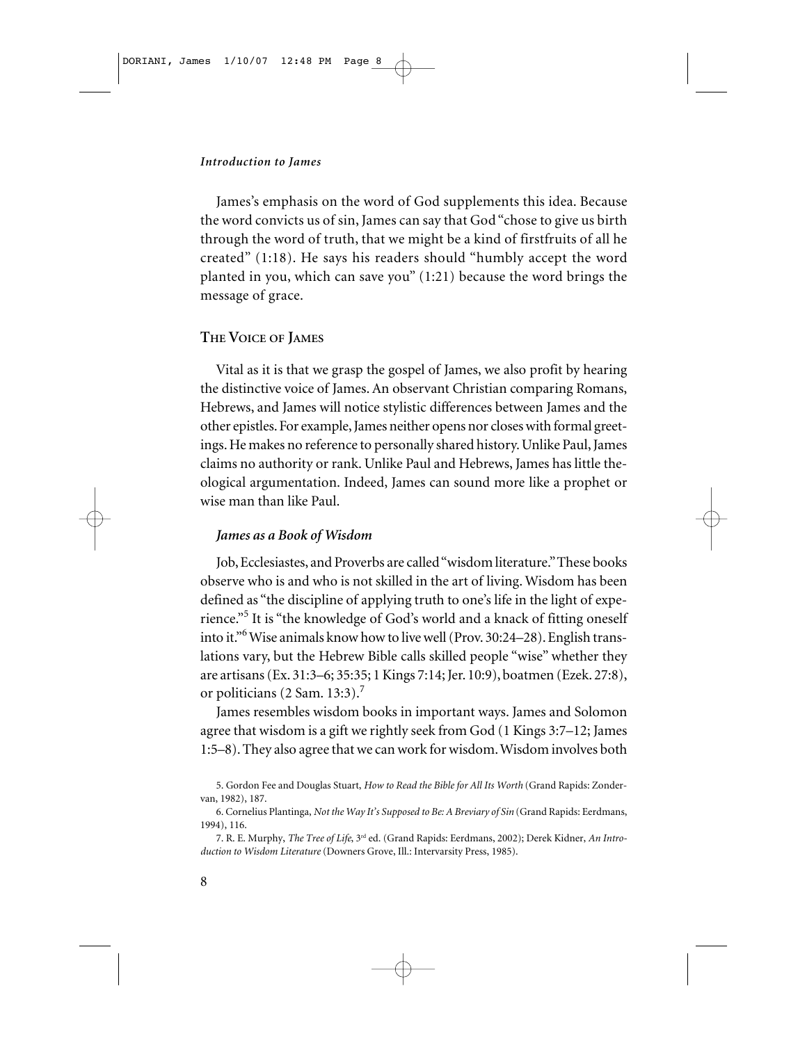James's emphasis on the word of God supplements this idea. Because the word convicts us of sin, James can say that God "chose to give us birth through the word of truth, that we might be a kind of firstfruits of all he created" (1:18). He says his readers should "humbly accept the word planted in you, which can save you" (1:21) because the word brings the message of grace.

## The Voice of James

Vital as it is that we grasp the gospel of James, we also profit by hearing the distinctive voice of James. An observant Christian comparing Romans, Hebrews, and James will notice stylistic differences between James and the other epistles. For example, James neither opens nor closes with formal greetings. He makes no reference to personally shared history. Unlike Paul, James claims no authority or rank. Unlike Paul and Hebrews, James has little theological argumentation. Indeed, James can sound more like a prophet or wise man than like Paul.

### *James as a Book of Wisdom*

Job, Ecclesiastes, and Proverbs are called "wisdom literature." These books observe who is and who is not skilled in the art of living. Wisdom has been defined as "the discipline of applying truth to one's life in the light of experience."[5] It is "the knowledge of God's world and a knack of fitting oneself into it."[6] Wise animals know how to live well (Prov. 30:24–28). English translations vary, but the Hebrew Bible calls skilled people "wise" whether they are artisans (Ex. 31:3–6; 35:35; 1 Kings 7:14; Jer. 10:9), boatmen (Ezek. 27:8), or politicians (2 Sam. 13:3).[7]

James resembles wisdom books in important ways. James and Solomon agree that wisdom is a gift we rightly seek from God (1 Kings 3:7–12; James 1:5–8). They also agree that we can work for wisdom. Wisdom involves both

5. Gordon Fee and Douglas Stuart, *How to Read the Bible for All Its Worth* (Grand Rapids: Zondervan, 1982), 187.

6. Cornelius Plantinga, *Not the Way It's Supposed to Be: A Breviary of Sin* (Grand Rapids: Eerdmans, 1994), 116.

7. R. E. Murphy, *The Tree of Life*, 3rd ed. (Grand Rapids: Eerdmans, 2002); Derek Kidner, *An Introduction to Wisdom Literature* (Downers Grove, Ill.: Intervarsity Press, 1985).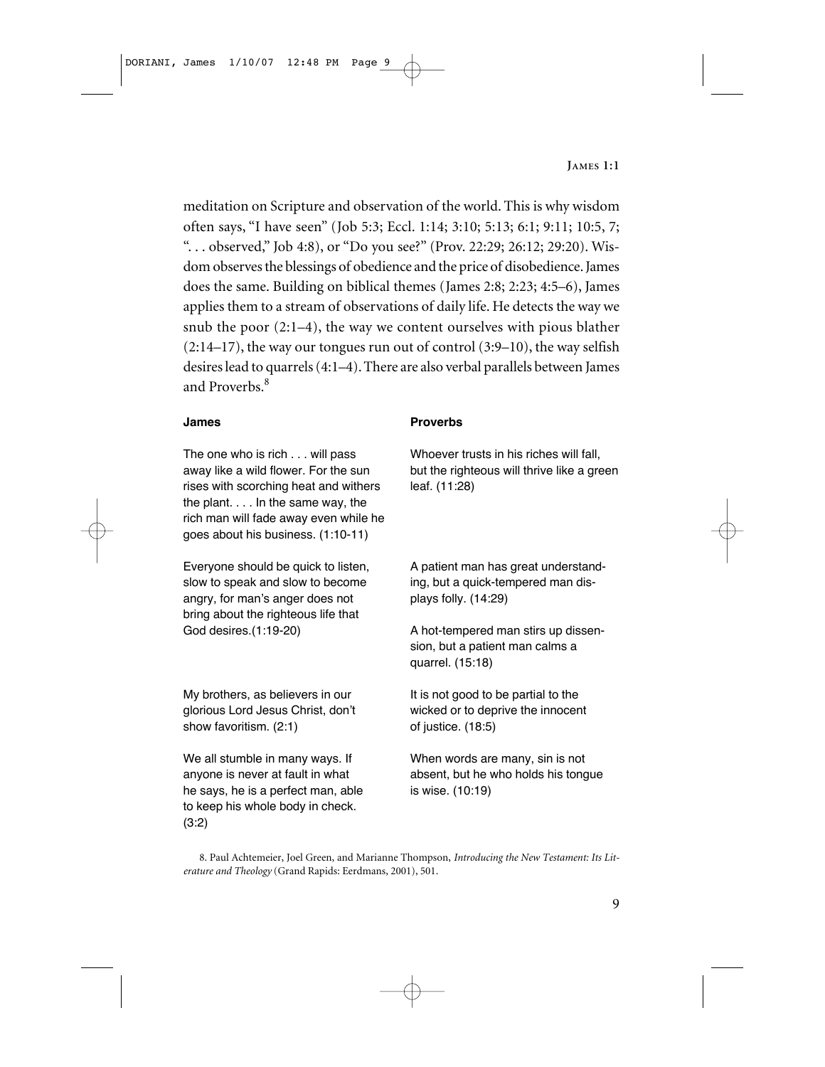meditation on Scripture and observation of the world. This is why wisdom often says, "I have seen" (Job 5:3; Eccl. 1:14; 3:10; 5:13; 6:1; 9:11; 10:5, 7; ". . . observed," Job 4:8), or "Do you see?" (Prov. 22:29; 26:12; 29:20). Wisdom observes the blessings of obedience and the price of disobedience. James does the same. Building on biblical themes (James 2:8; 2:23; 4:5–6), James applies them to a stream of observations of daily life. He detects the way we snub the poor (2:1–4), the way we content ourselves with pious blather (2:14–17), the way our tongues run out of control (3:9–10), the way selfish desires lead to quarrels (4:1–4). There are also verbal parallels between James and Proverbs.[8]

| **James** | **Proverbs** |
| --- | --- |
| The one who is rich . . . will pass away like a wild flower. For the sun rises with scorching heat and withers the plant. . . . In the same way, the rich man will fade away even while he goes about his business. (1:10-11) | Whoever trusts in his riches will fall, but the righteous will thrive like a green leaf. (11:28) |
| Everyone should be quick to listen, slow to speak and slow to become angry, for man's anger does not bring about the righteous life that God desires.(1:19-20) | A patient man has great understanding, but a quick-tempered man displays folly. (14:29)<br><br>A hot-tempered man stirs up dissension, but a patient man calms a quarrel. (15:18) |
| My brothers, as believers in our glorious Lord Jesus Christ, don't show favoritism. (2:1) | It is not good to be partial to the wicked or to deprive the innocent of justice. (18:5) |
| We all stumble in many ways. If anyone is never at fault in what he says, he is a perfect man, able to keep his whole body in check. (3:2) | When words are many, sin is not absent, but he who holds his tongue is wise. (10:19) |

8. Paul Achtemeier, Joel Green, and Marianne Thompson, *Introducing the New Testament: Its Literature and Theology* (Grand Rapids: Eerdmans, 2001), 501.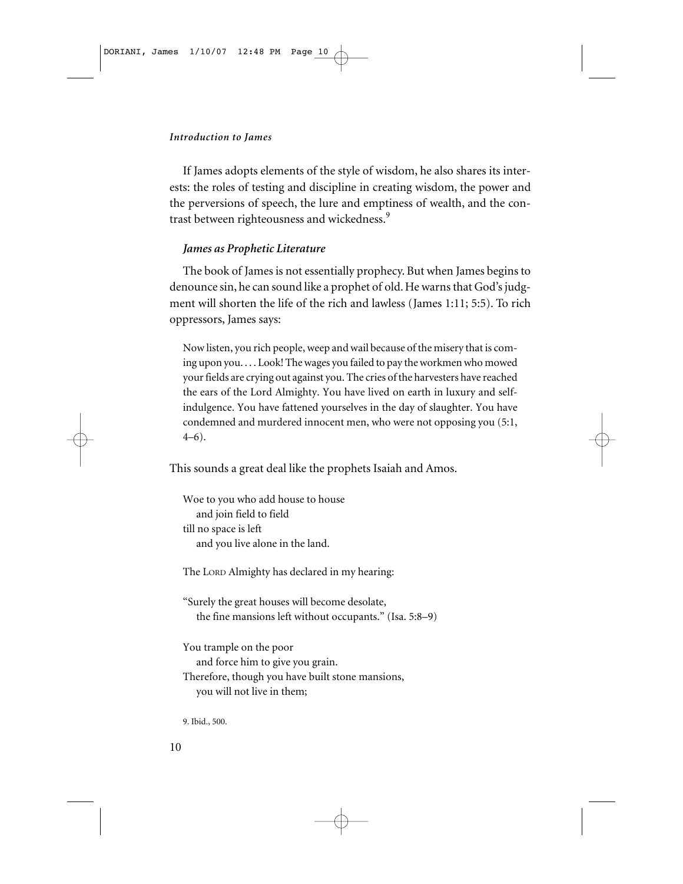If James adopts elements of the style of wisdom, he also shares its interests: the roles of testing and discipline in creating wisdom, the power and the perversions of speech, the lure and emptiness of wealth, and the contrast between righteousness and wickedness.[9]

### *James as Prophetic Literature*

The book of James is not essentially prophecy. But when James begins to denounce sin, he can sound like a prophet of old. He warns that God's judgment will shorten the life of the rich and lawless (James 1:11; 5:5). To rich oppressors, James says:

> Now listen, you rich people, weep and wail because of the misery that is coming upon you. . . . Look! The wages you failed to pay the workmen who mowed your fields are crying out against you. The cries of the harvesters have reached the ears of the Lord Almighty. You have lived on earth in luxury and self-indulgence. You have fattened yourselves in the day of slaughter. You have condemned and murdered innocent men, who were not opposing you (5:1, 4–6).

This sounds a great deal like the prophets Isaiah and Amos.

> Woe to you who add house to house
> &nbsp;&nbsp;&nbsp;&nbsp;and join field to field
> till no space is left
> &nbsp;&nbsp;&nbsp;&nbsp;and you live alone in the land.
>
> The LORD Almighty has declared in my hearing:
>
> "Surely the great houses will become desolate,
> &nbsp;&nbsp;&nbsp;&nbsp;the fine mansions left without occupants." (Isa. 5:8–9)
>
> You trample on the poor
> &nbsp;&nbsp;&nbsp;&nbsp;and force him to give you grain.
> Therefore, though you have built stone mansions,
> &nbsp;&nbsp;&nbsp;&nbsp;you will not live in them;

9. Ibid., 500.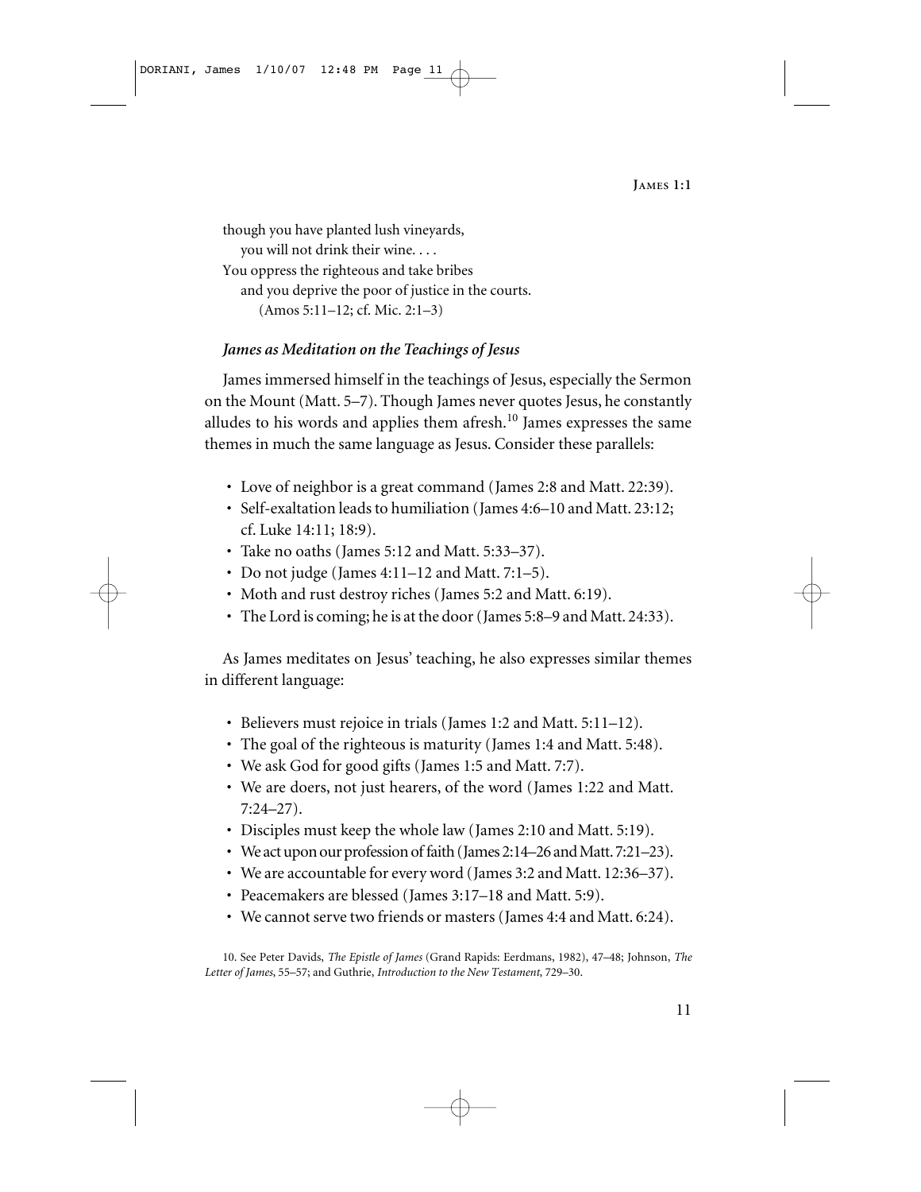though you have planted lush vineyards,  
you will not drink their wine. . . .  
You oppress the righteous and take bribes  
and you deprive the poor of justice in the courts.  
(Amos 5:11–12; cf. Mic. 2:1–3)

### *James as Meditation on the Teachings of Jesus*

James immersed himself in the teachings of Jesus, especially the Sermon on the Mount (Matt. 5–7). Though James never quotes Jesus, he constantly alludes to his words and applies them afresh.[10] James expresses the same themes in much the same language as Jesus. Consider these parallels:

- Love of neighbor is a great command (James 2:8 and Matt. 22:39).
- Self-exaltation leads to humiliation (James 4:6–10 and Matt. 23:12; cf. Luke 14:11; 18:9).
- Take no oaths (James 5:12 and Matt. 5:33–37).
- Do not judge (James 4:11–12 and Matt. 7:1–5).
- Moth and rust destroy riches (James 5:2 and Matt. 6:19).
- The Lord is coming; he is at the door (James 5:8–9 and Matt. 24:33).

As James meditates on Jesus' teaching, he also expresses similar themes in different language:

- Believers must rejoice in trials (James 1:2 and Matt. 5:11–12).
- The goal of the righteous is maturity (James 1:4 and Matt. 5:48).
- We ask God for good gifts (James 1:5 and Matt. 7:7).
- We are doers, not just hearers, of the word (James 1:22 and Matt. 7:24–27).
- Disciples must keep the whole law (James 2:10 and Matt. 5:19).
- We act upon our profession of faith (James 2:14–26 and Matt. 7:21–23).
- We are accountable for every word (James 3:2 and Matt. 12:36–37).
- Peacemakers are blessed (James 3:17–18 and Matt. 5:9).
- We cannot serve two friends or masters (James 4:4 and Matt. 6:24).

10. See Peter Davids, *The Epistle of James* (Grand Rapids: Eerdmans, 1982), 47–48; Johnson, *The Letter of James*, 55–57; and Guthrie, *Introduction to the New Testament*, 729–30.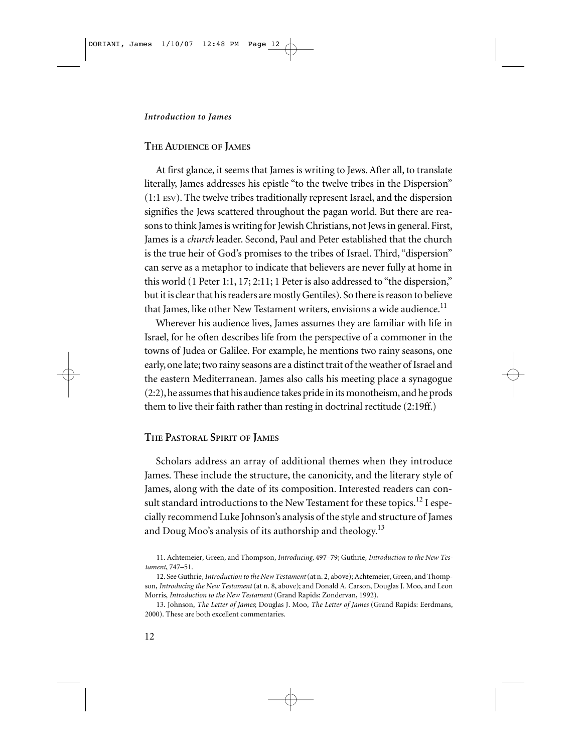## The Audience of James

At first glance, it seems that James is writing to Jews. After all, to translate literally, James addresses his epistle "to the twelve tribes in the Dispersion" (1:1 ESV). The twelve tribes traditionally represent Israel, and the dispersion signifies the Jews scattered throughout the pagan world. But there are reasons to think James is writing for Jewish Christians, not Jews in general. First, James is a *church* leader. Second, Paul and Peter established that the church is the true heir of God's promises to the tribes of Israel. Third, "dispersion" can serve as a metaphor to indicate that believers are never fully at home in this world (1 Peter 1:1, 17; 2:11; 1 Peter is also addressed to "the dispersion," but it is clear that his readers are mostly Gentiles). So there is reason to believe that James, like other New Testament writers, envisions a wide audience.[11]

Wherever his audience lives, James assumes they are familiar with life in Israel, for he often describes life from the perspective of a commoner in the towns of Judea or Galilee. For example, he mentions two rainy seasons, one early, one late; two rainy seasons are a distinct trait of the weather of Israel and the eastern Mediterranean. James also calls his meeting place a synagogue (2:2), he assumes that his audience takes pride in its monotheism, and he prods them to live their faith rather than resting in doctrinal rectitude (2:19ff.)

## The Pastoral Spirit of James

Scholars address an array of additional themes when they introduce James. These include the structure, the canonicity, and the literary style of James, along with the date of its composition. Interested readers can consult standard introductions to the New Testament for these topics.[12] I especially recommend Luke Johnson's analysis of the style and structure of James and Doug Moo's analysis of its authorship and theology.[13]

11. Achtemeier, Green, and Thompson, *Introducing*, 497–79; Guthrie, *Introduction to the New Testament*, 747–51.

12. See Guthrie, *Introduction to the New Testament* (at n. 2, above); Achtemeier, Green, and Thompson, *Introducing the New Testament* (at n. 8, above); and Donald A. Carson, Douglas J. Moo, and Leon Morris, *Introduction to the New Testament* (Grand Rapids: Zondervan, 1992).

13. Johnson, *The Letter of James*; Douglas J. Moo, *The Letter of James* (Grand Rapids: Eerdmans, 2000). These are both excellent commentaries.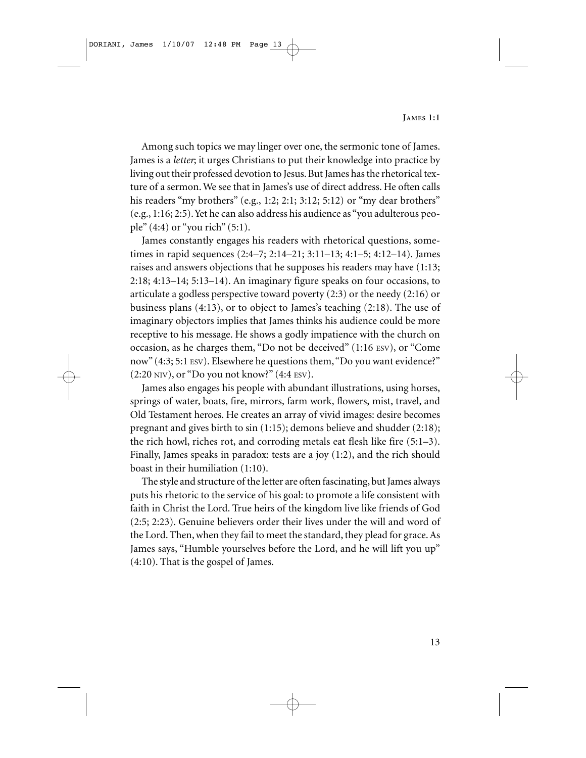Among such topics we may linger over one, the sermonic tone of James. James is a *letter*; it urges Christians to put their knowledge into practice by living out their professed devotion to Jesus. But James has the rhetorical texture of a sermon. We see that in James's use of direct address. He often calls his readers "my brothers" (e.g., 1:2; 2:1; 3:12; 5:12) or "my dear brothers" (e.g., 1:16; 2:5). Yet he can also address his audience as "you adulterous people" (4:4) or "you rich" (5:1).

James constantly engages his readers with rhetorical questions, sometimes in rapid sequences (2:4–7; 2:14–21; 3:11–13; 4:1–5; 4:12–14). James raises and answers objections that he supposes his readers may have (1:13; 2:18; 4:13–14; 5:13–14). An imaginary figure speaks on four occasions, to articulate a godless perspective toward poverty (2:3) or the needy (2:16) or business plans (4:13), or to object to James's teaching (2:18). The use of imaginary objectors implies that James thinks his audience could be more receptive to his message. He shows a godly impatience with the church on occasion, as he charges them, "Do not be deceived" (1:16 ESV), or "Come now" (4:3; 5:1 ESV). Elsewhere he questions them, "Do you want evidence?" (2:20 NIV), or "Do you not know?" (4:4 ESV).

James also engages his people with abundant illustrations, using horses, springs of water, boats, fire, mirrors, farm work, flowers, mist, travel, and Old Testament heroes. He creates an array of vivid images: desire becomes pregnant and gives birth to sin (1:15); demons believe and shudder (2:18); the rich howl, riches rot, and corroding metals eat flesh like fire (5:1–3). Finally, James speaks in paradox: tests are a joy (1:2), and the rich should boast in their humiliation (1:10).

The style and structure of the letter are often fascinating, but James always puts his rhetoric to the service of his goal: to promote a life consistent with faith in Christ the Lord. True heirs of the kingdom live like friends of God (2:5; 2:23). Genuine believers order their lives under the will and word of the Lord. Then, when they fail to meet the standard, they plead for grace. As James says, "Humble yourselves before the Lord, and he will lift you up" (4:10). That is the gospel of James.